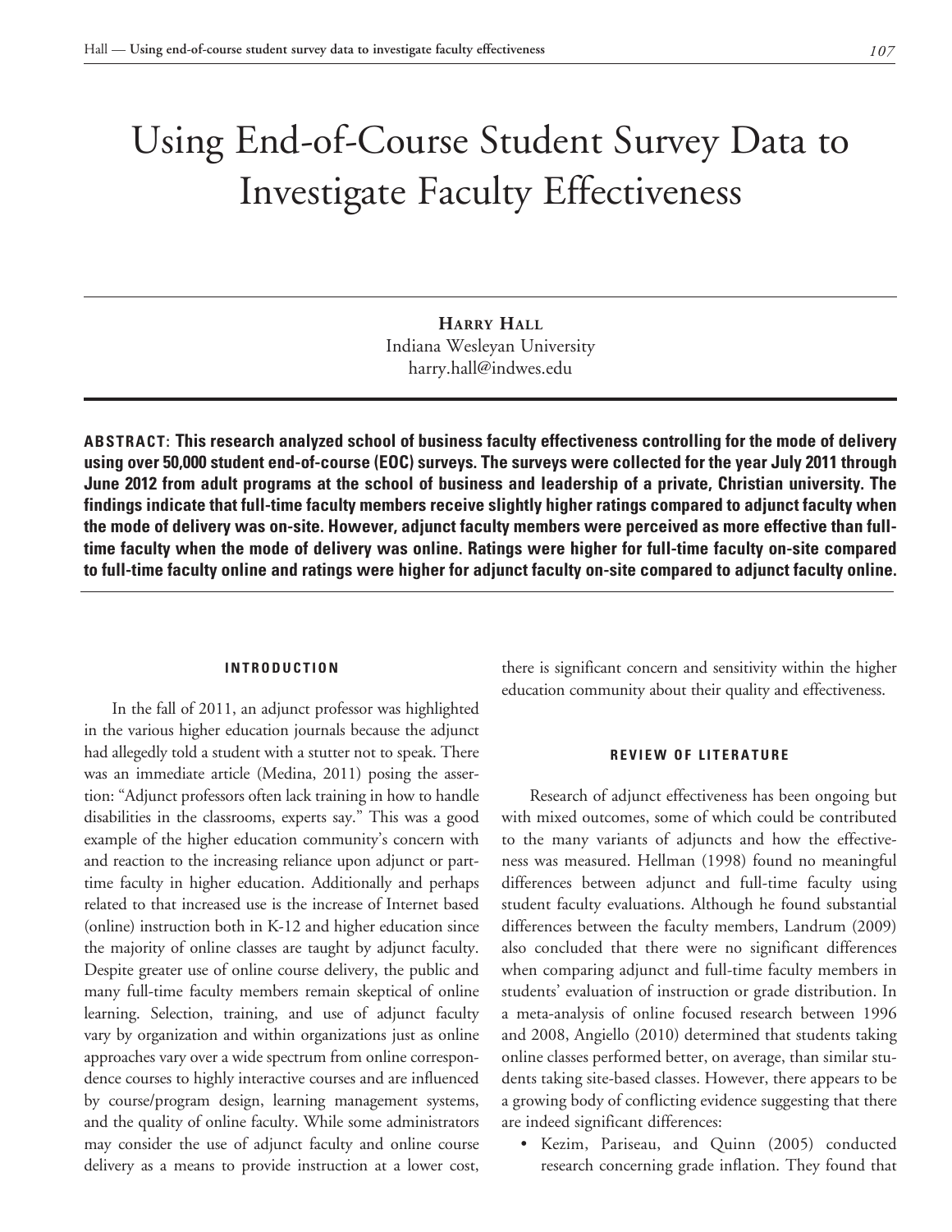# Using End-of-Course Student Survey Data to Investigate Faculty Effectiveness

**Harry Hall**
Indiana Wesleyan University
harry.hall@indwes.edu

**ABSTRACT: This research analyzed school of business faculty effectiveness controlling for the mode of delivery using over 50,000 student end-of-course (EOC) surveys. The surveys were collected for the year July 2011 through June 2012 from adult programs at the school of business and leadership of a private, Christian university. The findings indicate that full-time faculty members receive slightly higher ratings compared to adjunct faculty when the mode of delivery was on-site. However, adjunct faculty members were perceived as more effective than full-time faculty when the mode of delivery was online. Ratings were higher for full-time faculty on-site compared to full-time faculty online and ratings were higher for adjunct faculty on-site compared to adjunct faculty online.**

## INTRODUCTION

In the fall of 2011, an adjunct professor was highlighted in the various higher education journals because the adjunct had allegedly told a student with a stutter not to speak. There was an immediate article (Medina, 2011) posing the assertion: "Adjunct professors often lack training in how to handle disabilities in the classrooms, experts say." This was a good example of the higher education community's concern with and reaction to the increasing reliance upon adjunct or part-time faculty in higher education. Additionally and perhaps related to that increased use is the increase of Internet based (online) instruction both in K-12 and higher education since the majority of online classes are taught by adjunct faculty. Despite greater use of online course delivery, the public and many full-time faculty members remain skeptical of online learning. Selection, training, and use of adjunct faculty vary by organization and within organizations just as online approaches vary over a wide spectrum from online correspondence courses to highly interactive courses and are influenced by course/program design, learning management systems, and the quality of online faculty. While some administrators may consider the use of adjunct faculty and online course delivery as a means to provide instruction at a lower cost, there is significant concern and sensitivity within the higher education community about their quality and effectiveness.

## REVIEW OF LITERATURE

Research of adjunct effectiveness has been ongoing but with mixed outcomes, some of which could be contributed to the many variants of adjuncts and how the effectiveness was measured. Hellman (1998) found no meaningful differences between adjunct and full-time faculty using student faculty evaluations. Although he found substantial differences between the faculty members, Landrum (2009) also concluded that there were no significant differences when comparing adjunct and full-time faculty members in students' evaluation of instruction or grade distribution. In a meta-analysis of online focused research between 1996 and 2008, Angiello (2010) determined that students taking online classes performed better, on average, than similar students taking site-based classes. However, there appears to be a growing body of conflicting evidence suggesting that there are indeed significant differences:

- Kezim, Pariseau, and Quinn (2005) conducted research concerning grade inflation. They found that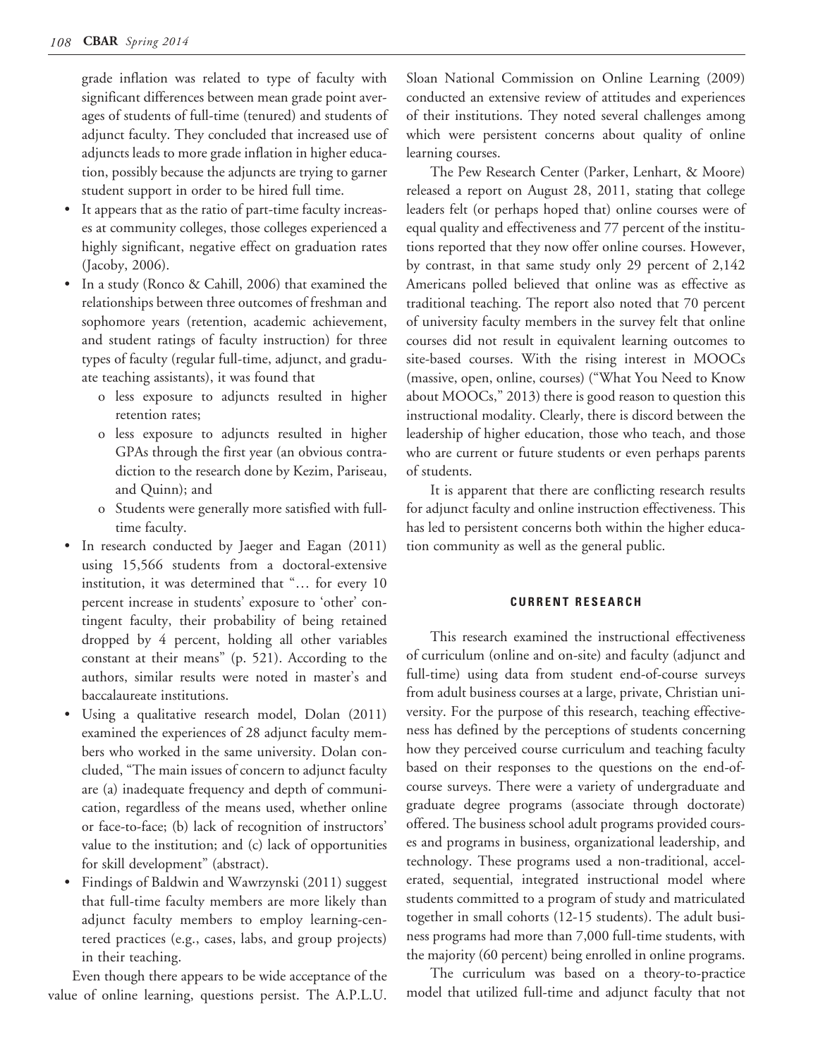grade inflation was related to type of faculty with significant differences between mean grade point averages of students of full-time (tenured) and students of adjunct faculty. They concluded that increased use of adjuncts leads to more grade inflation in higher education, possibly because the adjuncts are trying to garner student support in order to be hired full time.

- It appears that as the ratio of part-time faculty increases at community colleges, those colleges experienced a highly significant, negative effect on graduation rates (Jacoby, 2006).
- In a study (Ronco & Cahill, 2006) that examined the relationships between three outcomes of freshman and sophomore years (retention, academic achievement, and student ratings of faculty instruction) for three types of faculty (regular full-time, adjunct, and graduate teaching assistants), it was found that
    - o less exposure to adjuncts resulted in higher retention rates;
    - o less exposure to adjuncts resulted in higher GPAs through the first year (an obvious contradiction to the research done by Kezim, Pariseau, and Quinn); and
    - o Students were generally more satisfied with full-time faculty.
- In research conducted by Jaeger and Eagan (2011) using 15,566 students from a doctoral-extensive institution, it was determined that "… for every 10 percent increase in students' exposure to 'other' contingent faculty, their probability of being retained dropped by 4 percent, holding all other variables constant at their means" (p. 521). According to the authors, similar results were noted in master's and baccalaureate institutions.
- Using a qualitative research model, Dolan (2011) examined the experiences of 28 adjunct faculty members who worked in the same university. Dolan concluded, "The main issues of concern to adjunct faculty are (a) inadequate frequency and depth of communication, regardless of the means used, whether online or face-to-face; (b) lack of recognition of instructors' value to the institution; and (c) lack of opportunities for skill development" (abstract).
- Findings of Baldwin and Wawrzynski (2011) suggest that full-time faculty members are more likely than adjunct faculty members to employ learning-centered practices (e.g., cases, labs, and group projects) in their teaching.

Even though there appears to be wide acceptance of the value of online learning, questions persist. The A.P.L.U. Sloan National Commission on Online Learning (2009) conducted an extensive review of attitudes and experiences of their institutions. They noted several challenges among which were persistent concerns about quality of online learning courses.

The Pew Research Center (Parker, Lenhart, & Moore) released a report on August 28, 2011, stating that college leaders felt (or perhaps hoped that) online courses were of equal quality and effectiveness and 77 percent of the institutions reported that they now offer online courses. However, by contrast, in that same study only 29 percent of 2,142 Americans polled believed that online was as effective as traditional teaching. The report also noted that 70 percent of university faculty members in the survey felt that online courses did not result in equivalent learning outcomes to site-based courses. With the rising interest in MOOCs (massive, open, online, courses) ("What You Need to Know about MOOCs," 2013) there is good reason to question this instructional modality. Clearly, there is discord between the leadership of higher education, those who teach, and those who are current or future students or even perhaps parents of students.

It is apparent that there are conflicting research results for adjunct faculty and online instruction effectiveness. This has led to persistent concerns both within the higher education community as well as the general public.

## CURRENT RESEARCH

This research examined the instructional effectiveness of curriculum (online and on-site) and faculty (adjunct and full-time) using data from student end-of-course surveys from adult business courses at a large, private, Christian university. For the purpose of this research, teaching effectiveness has defined by the perceptions of students concerning how they perceived course curriculum and teaching faculty based on their responses to the questions on the end-of-course surveys. There were a variety of undergraduate and graduate degree programs (associate through doctorate) offered. The business school adult programs provided courses and programs in business, organizational leadership, and technology. These programs used a non-traditional, accelerated, sequential, integrated instructional model where students committed to a program of study and matriculated together in small cohorts (12-15 students). The adult business programs had more than 7,000 full-time students, with the majority (60 percent) being enrolled in online programs.

The curriculum was based on a theory-to-practice model that utilized full-time and adjunct faculty that not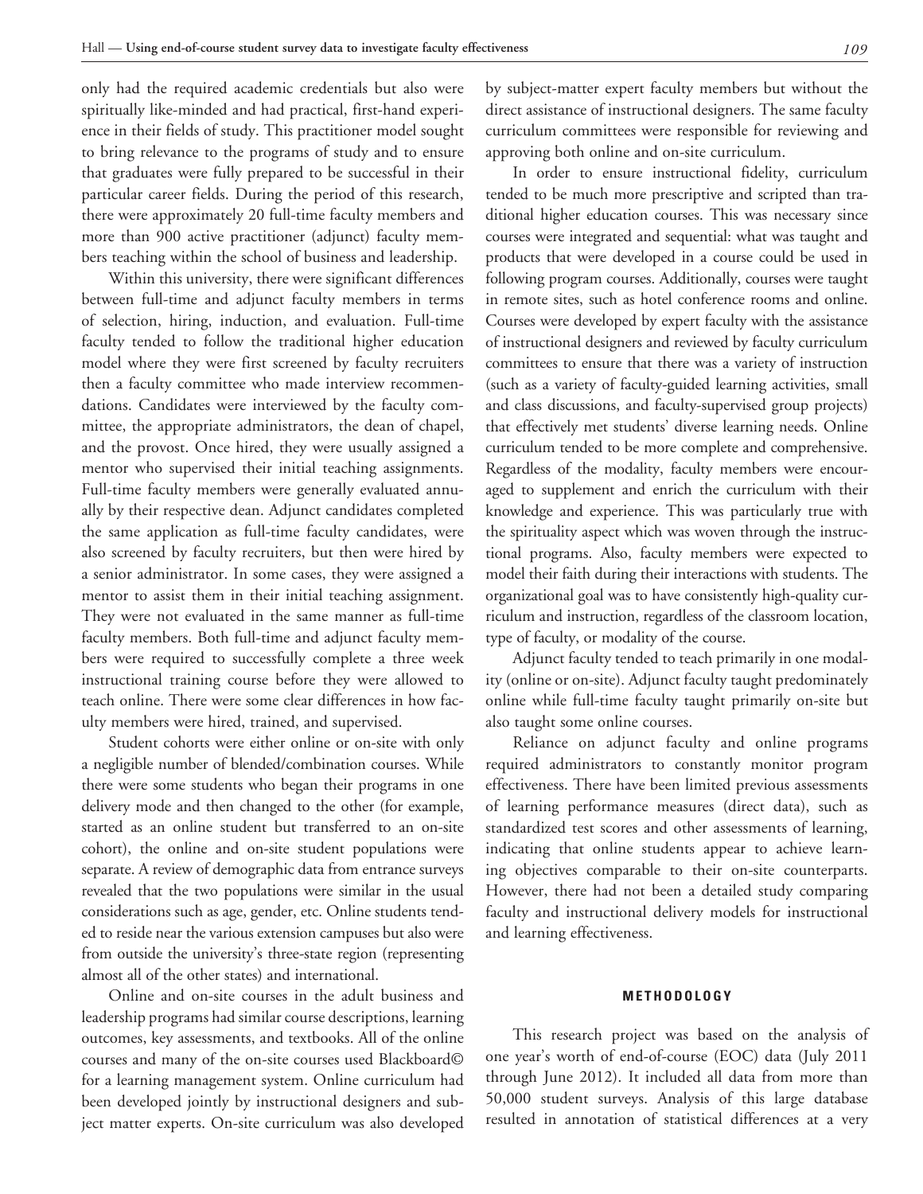only had the required academic credentials but also were spiritually like-minded and had practical, first-hand experience in their fields of study. This practitioner model sought to bring relevance to the programs of study and to ensure that graduates were fully prepared to be successful in their particular career fields. During the period of this research, there were approximately 20 full-time faculty members and more than 900 active practitioner (adjunct) faculty members teaching within the school of business and leadership.

Within this university, there were significant differences between full-time and adjunct faculty members in terms of selection, hiring, induction, and evaluation. Full-time faculty tended to follow the traditional higher education model where they were first screened by faculty recruiters then a faculty committee who made interview recommendations. Candidates were interviewed by the faculty committee, the appropriate administrators, the dean of chapel, and the provost. Once hired, they were usually assigned a mentor who supervised their initial teaching assignments. Full-time faculty members were generally evaluated annually by their respective dean. Adjunct candidates completed the same application as full-time faculty candidates, were also screened by faculty recruiters, but then were hired by a senior administrator. In some cases, they were assigned a mentor to assist them in their initial teaching assignment. They were not evaluated in the same manner as full-time faculty members. Both full-time and adjunct faculty members were required to successfully complete a three week instructional training course before they were allowed to teach online. There were some clear differences in how faculty members were hired, trained, and supervised.

Student cohorts were either online or on-site with only a negligible number of blended/combination courses. While there were some students who began their programs in one delivery mode and then changed to the other (for example, started as an online student but transferred to an on-site cohort), the online and on-site student populations were separate. A review of demographic data from entrance surveys revealed that the two populations were similar in the usual considerations such as age, gender, etc. Online students tended to reside near the various extension campuses but also were from outside the university's three-state region (representing almost all of the other states) and international.

Online and on-site courses in the adult business and leadership programs had similar course descriptions, learning outcomes, key assessments, and textbooks. All of the online courses and many of the on-site courses used Blackboard© for a learning management system. Online curriculum had been developed jointly by instructional designers and subject matter experts. On-site curriculum was also developed by subject-matter expert faculty members but without the direct assistance of instructional designers. The same faculty curriculum committees were responsible for reviewing and approving both online and on-site curriculum.

In order to ensure instructional fidelity, curriculum tended to be much more prescriptive and scripted than traditional higher education courses. This was necessary since courses were integrated and sequential: what was taught and products that were developed in a course could be used in following program courses. Additionally, courses were taught in remote sites, such as hotel conference rooms and online. Courses were developed by expert faculty with the assistance of instructional designers and reviewed by faculty curriculum committees to ensure that there was a variety of instruction (such as a variety of faculty-guided learning activities, small and class discussions, and faculty-supervised group projects) that effectively met students' diverse learning needs. Online curriculum tended to be more complete and comprehensive. Regardless of the modality, faculty members were encouraged to supplement and enrich the curriculum with their knowledge and experience. This was particularly true with the spirituality aspect which was woven through the instructional programs. Also, faculty members were expected to model their faith during their interactions with students. The organizational goal was to have consistently high-quality curriculum and instruction, regardless of the classroom location, type of faculty, or modality of the course.

Adjunct faculty tended to teach primarily in one modality (online or on-site). Adjunct faculty taught predominately online while full-time faculty taught primarily on-site but also taught some online courses.

Reliance on adjunct faculty and online programs required administrators to constantly monitor program effectiveness. There have been limited previous assessments of learning performance measures (direct data), such as standardized test scores and other assessments of learning, indicating that online students appear to achieve learning objectives comparable to their on-site counterparts. However, there had not been a detailed study comparing faculty and instructional delivery models for instructional and learning effectiveness.

## METHODOLOGY

This research project was based on the analysis of one year's worth of end-of-course (EOC) data (July 2011 through June 2012). It included all data from more than 50,000 student surveys. Analysis of this large database resulted in annotation of statistical differences at a very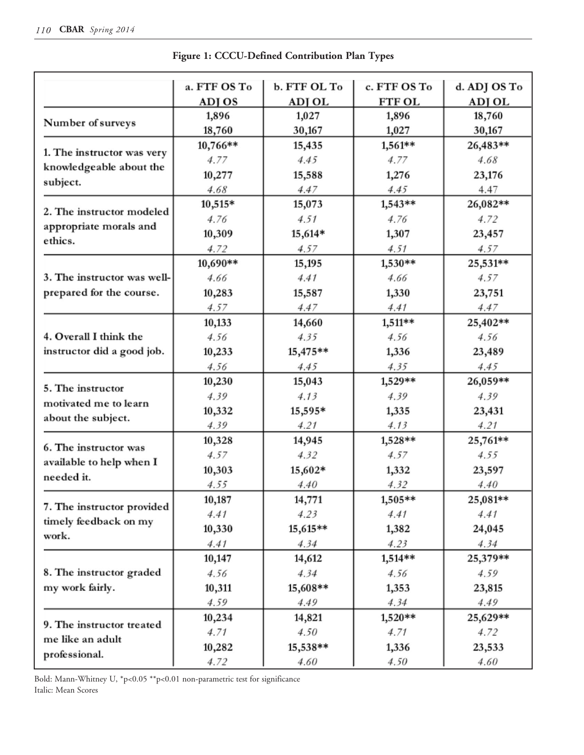**Figure 1: CCCU-Defined Contribution Plan Types**

| | a. FTF OS To ADJ OS | b. FTF OL To ADJ OL | c. FTF OS To FTF OL | d. ADJ OS To ADJ OL |
|---|---|---|---|---|
| Number of surveys | 1,896<br>18,760 | 1,027<br>30,167 | 1,896<br>1,027 | 18,760<br>30,167 |
| 1. The instructor was very knowledgeable about the subject. | **10,766\*\***<br>*4.77*<br>**10,277**<br>*4.68* | **15,435**<br>*4.45*<br>**15,588**<br>*4.47* | **1,561\*\***<br>*4.77*<br>**1,276**<br>*4.45* | **26,483\*\***<br>*4.68*<br>**23,176**<br>*4.47* |
| 2. The instructor modeled appropriate morals and ethics. | **10,515\***<br>*4.76*<br>**10,309**<br>*4.72* | **15,073**<br>*4.51*<br>**15,614\***<br>*4.57* | **1,543\*\***<br>*4.76*<br>**1,307**<br>*4.51* | **26,082\*\***<br>*4.72*<br>**23,457**<br>*4.57* |
| 3. The instructor was well-prepared for the course. | **10,690\*\***<br>*4.66*<br>**10,283**<br>*4.57* | **15,195**<br>*4.41*<br>**15,587**<br>*4.47* | **1,530\*\***<br>*4.66*<br>**1,330**<br>*4.41* | **25,531\*\***<br>*4.57*<br>**23,751**<br>*4.47* |
| 4. Overall I think the instructor did a good job. | **10,133**<br>*4.56*<br>**10,233**<br>*4.56* | **14,660**<br>*4.35*<br>**15,475\*\***<br>*4.45* | **1,511\*\***<br>*4.56*<br>**1,336**<br>*4.35* | **25,402\*\***<br>*4.56*<br>**23,489**<br>*4.45* |
| 5. The instructor motivated me to learn about the subject. | **10,230**<br>*4.39*<br>**10,332**<br>*4.39* | **15,043**<br>*4.13*<br>**15,595\***<br>*4.21* | **1,529\*\***<br>*4.39*<br>**1,335**<br>*4.13* | **26,059\*\***<br>*4.39*<br>**23,431**<br>*4.21* |
| 6. The instructor was available to help when I needed it. | **10,328**<br>*4.57*<br>**10,303**<br>*4.55* | **14,945**<br>*4.32*<br>**15,602\***<br>*4.40* | **1,528\*\***<br>*4.57*<br>**1,332**<br>*4.32* | **25,761\*\***<br>*4.55*<br>**23,597**<br>*4.40* |
| 7. The instructor provided timely feedback on my work. | **10,187**<br>*4.41*<br>**10,330**<br>*4.41* | **14,771**<br>*4.23*<br>**15,615\*\***<br>*4.34* | **1,505\*\***<br>*4.41*<br>**1,382**<br>*4.23* | **25,081\*\***<br>*4.41*<br>**24,045**<br>*4.34* |
| 8. The instructor graded my work fairly. | **10,147**<br>*4.56*<br>**10,311**<br>*4.59* | **14,612**<br>*4.34*<br>**15,608\*\***<br>*4.49* | **1,514\*\***<br>*4.56*<br>**1,353**<br>*4.34* | **25,379\*\***<br>*4.59*<br>**23,815**<br>*4.49* |
| 9. The instructor treated me like an adult professional. | **10,234**<br>*4.71*<br>**10,282**<br>*4.72* | **14,821**<br>*4.50*<br>**15,538\*\***<br>*4.60* | **1,520\*\***<br>*4.71*<br>**1,336**<br>*4.50* | **25,629\*\***<br>*4.72*<br>**23,533**<br>*4.60* |

Bold: Mann-Whitney U, *p<0.05 **p<0.01 non-parametric test for significance
Italic: Mean Scores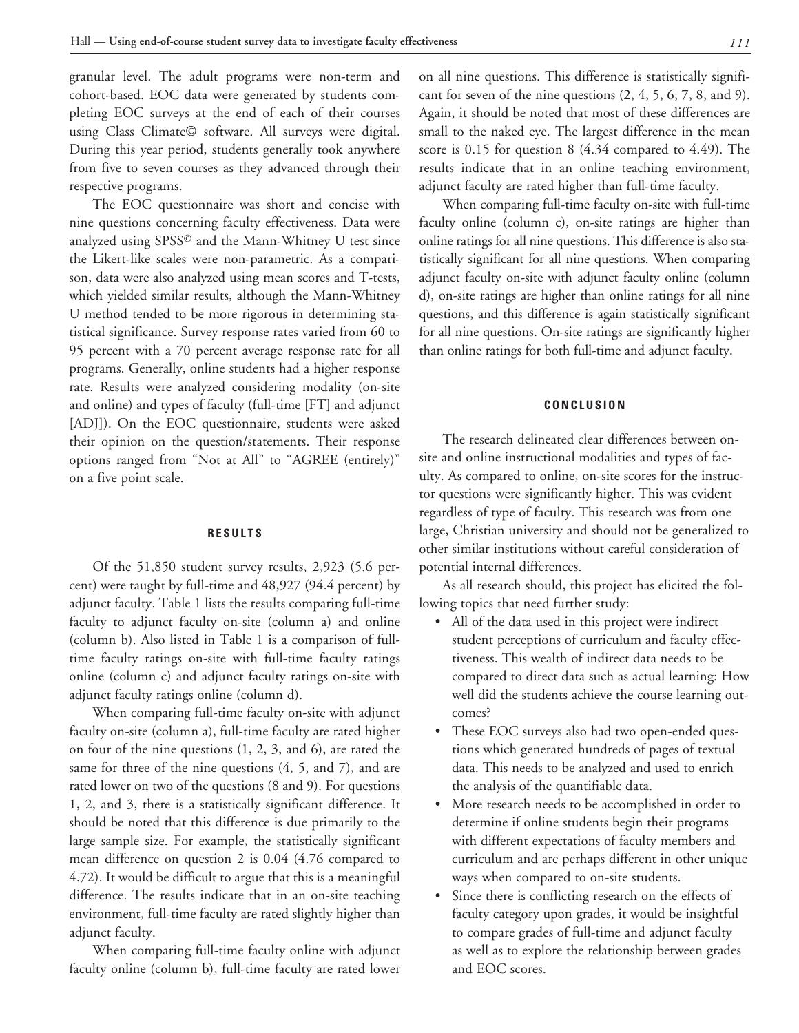granular level. The adult programs were non-term and cohort-based. EOC data were generated by students completing EOC surveys at the end of each of their courses using Class Climate© software. All surveys were digital. During this year period, students generally took anywhere from five to seven courses as they advanced through their respective programs.

The EOC questionnaire was short and concise with nine questions concerning faculty effectiveness. Data were analyzed using SPSS© and the Mann-Whitney U test since the Likert-like scales were non-parametric. As a comparison, data were also analyzed using mean scores and T-tests, which yielded similar results, although the Mann-Whitney U method tended to be more rigorous in determining statistical significance. Survey response rates varied from 60 to 95 percent with a 70 percent average response rate for all programs. Generally, online students had a higher response rate. Results were analyzed considering modality (on-site and online) and types of faculty (full-time [FT] and adjunct [ADJ]). On the EOC questionnaire, students were asked their opinion on the question/statements. Their response options ranged from "Not at All" to "AGREE (entirely)" on a five point scale.

## RESULTS

Of the 51,850 student survey results, 2,923 (5.6 percent) were taught by full-time and 48,927 (94.4 percent) by adjunct faculty. Table 1 lists the results comparing full-time faculty to adjunct faculty on-site (column a) and online (column b). Also listed in Table 1 is a comparison of full-time faculty ratings on-site with full-time faculty ratings online (column c) and adjunct faculty ratings on-site with adjunct faculty ratings online (column d).

When comparing full-time faculty on-site with adjunct faculty on-site (column a), full-time faculty are rated higher on four of the nine questions (1, 2, 3, and 6), are rated the same for three of the nine questions (4, 5, and 7), and are rated lower on two of the questions (8 and 9). For questions 1, 2, and 3, there is a statistically significant difference. It should be noted that this difference is due primarily to the large sample size. For example, the statistically significant mean difference on question 2 is 0.04 (4.76 compared to 4.72). It would be difficult to argue that this is a meaningful difference. The results indicate that in an on-site teaching environment, full-time faculty are rated slightly higher than adjunct faculty.

When comparing full-time faculty online with adjunct faculty online (column b), full-time faculty are rated lower on all nine questions. This difference is statistically significant for seven of the nine questions (2, 4, 5, 6, 7, 8, and 9). Again, it should be noted that most of these differences are small to the naked eye. The largest difference in the mean score is 0.15 for question 8 (4.34 compared to 4.49). The results indicate that in an online teaching environment, adjunct faculty are rated higher than full-time faculty.

When comparing full-time faculty on-site with full-time faculty online (column c), on-site ratings are higher than online ratings for all nine questions. This difference is also statistically significant for all nine questions. When comparing adjunct faculty on-site with adjunct faculty online (column d), on-site ratings are higher than online ratings for all nine questions, and this difference is again statistically significant for all nine questions. On-site ratings are significantly higher than online ratings for both full-time and adjunct faculty.

## CONCLUSION

The research delineated clear differences between on-site and online instructional modalities and types of faculty. As compared to online, on-site scores for the instructor questions were significantly higher. This was evident regardless of type of faculty. This research was from one large, Christian university and should not be generalized to other similar institutions without careful consideration of potential internal differences.

As all research should, this project has elicited the following topics that need further study:

- All of the data used in this project were indirect student perceptions of curriculum and faculty effectiveness. This wealth of indirect data needs to be compared to direct data such as actual learning: How well did the students achieve the course learning outcomes?
- These EOC surveys also had two open-ended questions which generated hundreds of pages of textual data. This needs to be analyzed and used to enrich the analysis of the quantifiable data.
- More research needs to be accomplished in order to determine if online students begin their programs with different expectations of faculty members and curriculum and are perhaps different in other unique ways when compared to on-site students.
- Since there is conflicting research on the effects of faculty category upon grades, it would be insightful to compare grades of full-time and adjunct faculty as well as to explore the relationship between grades and EOC scores.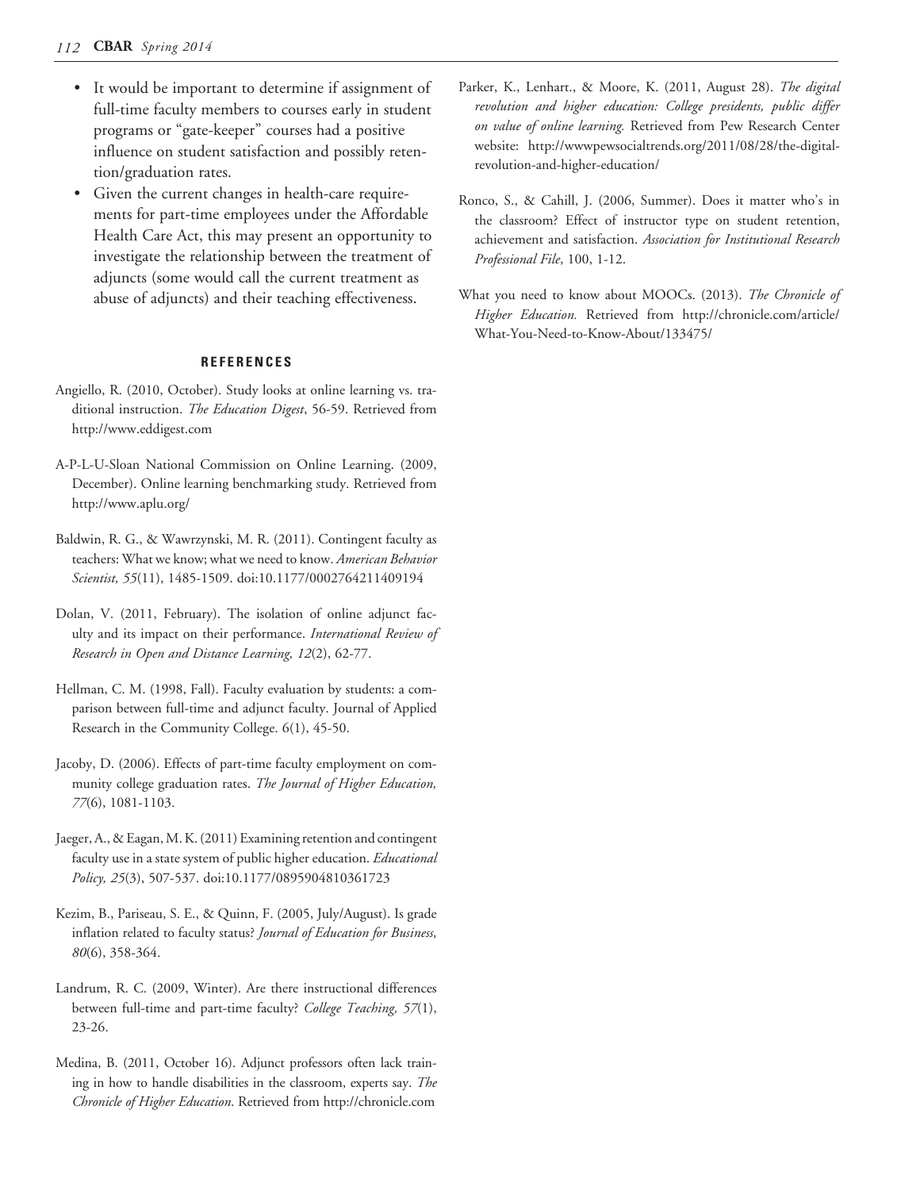- It would be important to determine if assignment of full-time faculty members to courses early in student programs or "gate-keeper" courses had a positive influence on student satisfaction and possibly retention/graduation rates.
- Given the current changes in health-care requirements for part-time employees under the Affordable Health Care Act, this may present an opportunity to investigate the relationship between the treatment of adjuncts (some would call the current treatment as abuse of adjuncts) and their teaching effectiveness.

## REFERENCES

Angiello, R. (2010, October). Study looks at online learning vs. traditional instruction. *The Education Digest*, 56-59. Retrieved from http://www.eddigest.com

A-P-L-U-Sloan National Commission on Online Learning. (2009, December). Online learning benchmarking study. Retrieved from http://www.aplu.org/

Baldwin, R. G., & Wawrzynski, M. R. (2011). Contingent faculty as teachers: What we know; what we need to know. *American Behavior Scientist, 55*(11), 1485-1509. doi:10.1177/0002764211409194

Dolan, V. (2011, February). The isolation of online adjunct faculty and its impact on their performance. *International Review of Research in Open and Distance Learning, 12*(2), 62-77.

Hellman, C. M. (1998, Fall). Faculty evaluation by students: a comparison between full-time and adjunct faculty. Journal of Applied Research in the Community College. 6(1), 45-50.

Jacoby, D. (2006). Effects of part-time faculty employment on community college graduation rates. *The Journal of Higher Education, 77*(6), 1081-1103.

Jaeger, A., & Eagan, M. K. (2011) Examining retention and contingent faculty use in a state system of public higher education. *Educational Policy, 25*(3), 507-537. doi:10.1177/0895904810361723

Kezim, B., Pariseau, S. E., & Quinn, F. (2005, July/August). Is grade inflation related to faculty status? *Journal of Education for Business, 80*(6), 358-364.

Landrum, R. C. (2009, Winter). Are there instructional differences between full-time and part-time faculty? *College Teaching, 57*(1), 23-26.

Medina, B. (2011, October 16). Adjunct professors often lack training in how to handle disabilities in the classroom, experts say. *The Chronicle of Higher Education*. Retrieved from http://chronicle.com

Parker, K., Lenhart., & Moore, K. (2011, August 28). *The digital revolution and higher education: College presidents, public differ on value of online learning.* Retrieved from Pew Research Center website: http://wwwpewsocialtrends.org/2011/08/28/the-digital-revolution-and-higher-education/

Ronco, S., & Cahill, J. (2006, Summer). Does it matter who's in the classroom? Effect of instructor type on student retention, achievement and satisfaction. *Association for Institutional Research Professional File*, 100, 1-12.

What you need to know about MOOCs. (2013). *The Chronicle of Higher Education.* Retrieved from http://chronicle.com/article/What-You-Need-to-Know-About/133475/